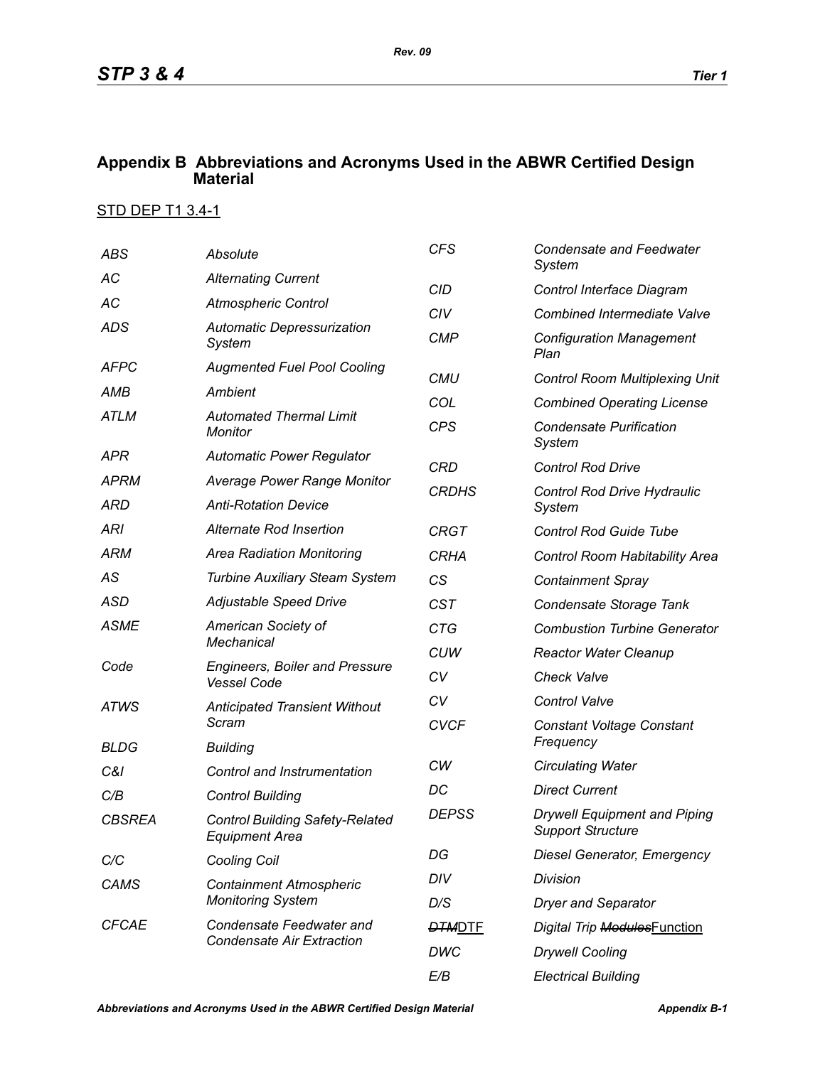## Appendix B Abbreviations and Acronyms Used in the ABWR Certified Design Material

STD DEP T1 3.4-1

| | |
|---|---|
| *ABS* | *Absolute* |
| *AC* | *Alternating Current* |
| *AC* | *Atmospheric Control* |
| *ADS* | *Automatic Depressurization System* |
| *AFPC* | *Augmented Fuel Pool Cooling* |
| *AMB* | *Ambient* |
| *ATLM* | *Automated Thermal Limit Monitor* |
| *APR* | *Automatic Power Regulator* |
| *APRM* | *Average Power Range Monitor* |
| *ARD* | *Anti-Rotation Device* |
| *ARI* | *Alternate Rod Insertion* |
| *ARM* | *Area Radiation Monitoring* |
| *AS* | *Turbine Auxiliary Steam System* |
| *ASD* | *Adjustable Speed Drive* |
| *ASME* | *American Society of Mechanical* |
| *Code* | *Engineers, Boiler and Pressure Vessel Code* |
| *ATWS* | *Anticipated Transient Without Scram* |
| *BLDG* | *Building* |
| *C&I* | *Control and Instrumentation* |
| *C/B* | *Control Building* |
| *CBSREA* | *Control Building Safety-Related Equipment Area* |
| *C/C* | *Cooling Coil* |
| *CAMS* | *Containment Atmospheric Monitoring System* |
| *CFCAE* | *Condensate Feedwater and Condensate Air Extraction* |
| *CFS* | *Condensate and Feedwater System* |
| *CID* | *Control Interface Diagram* |
| *CIV* | *Combined Intermediate Valve* |
| *CMP* | *Configuration Management Plan* |
| *CMU* | *Control Room Multiplexing Unit* |
| *COL* | *Combined Operating License* |
| *CPS* | *Condensate Purification System* |
| *CRD* | *Control Rod Drive* |
| *CRDHS* | *Control Rod Drive Hydraulic System* |
| *CRGT* | *Control Rod Guide Tube* |
| *CRHA* | *Control Room Habitability Area* |
| *CS* | *Containment Spray* |
| *CST* | *Condensate Storage Tank* |
| *CTG* | *Combustion Turbine Generator* |
| *CUW* | *Reactor Water Cleanup* |
| *CV* | *Check Valve* |
| *CV* | *Control Valve* |
| *CVCF* | *Constant Voltage Constant Frequency* |
| *CW* | *Circulating Water* |
| *DC* | *Direct Current* |
| *DEPSS* | *Drywell Equipment and Piping Support Structure* |
| *DG* | *Diesel Generator, Emergency* |
| *DIV* | *Division* |
| *D/S* | *Dryer and Separator* |
| ~~*DTM*~~DTF | *Digital Trip* ~~*Modules*~~Function |
| *DWC* | *Drywell Cooling* |
| *E/B* | *Electrical Building* |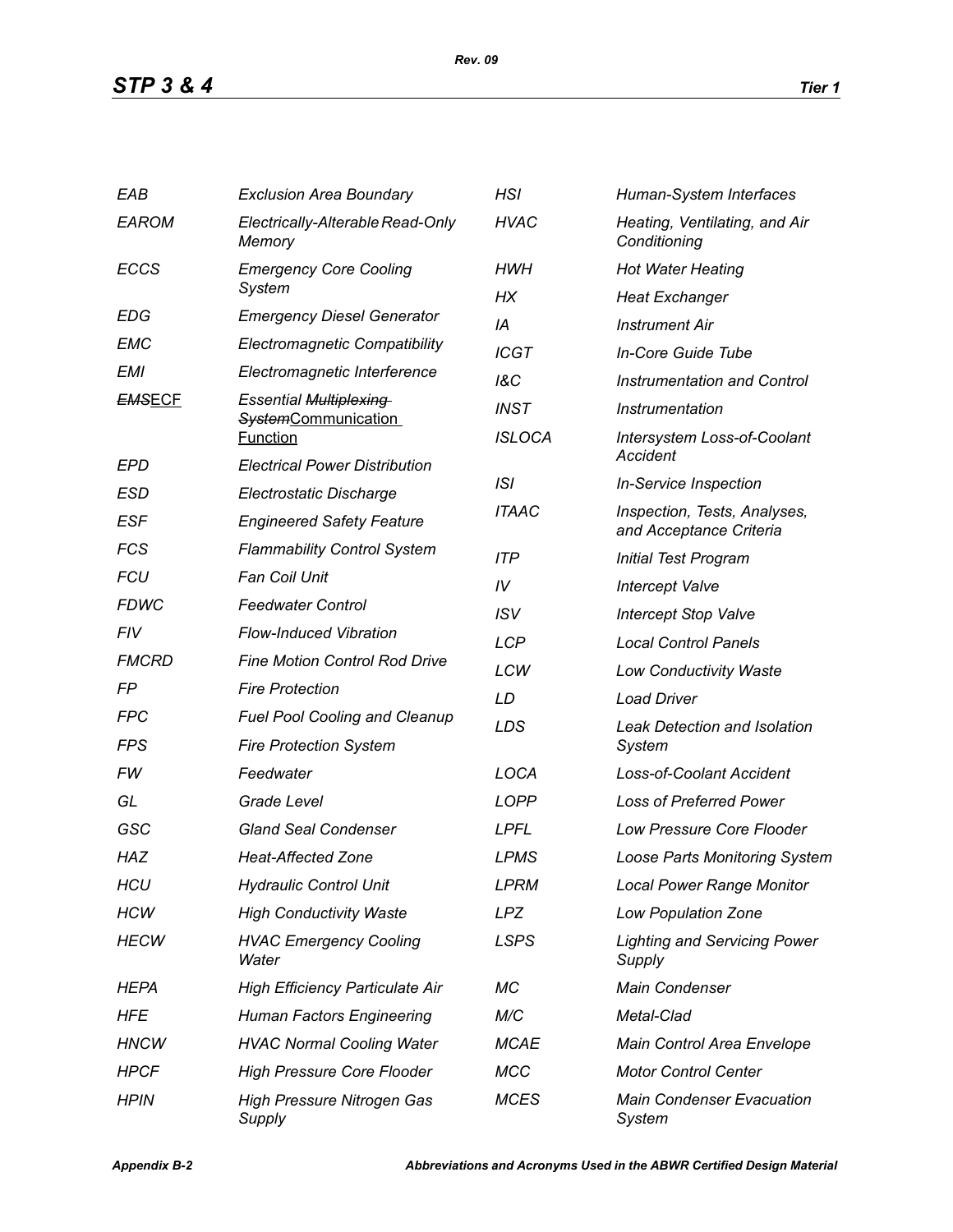| | |
|---|---|
| *EAB* | *Exclusion Area Boundary* |
| *EAROM* | *Electrically-Alterable Read-Only Memory* |
| *ECCS* | *Emergency Core Cooling System* |
| *EDG* | *Emergency Diesel Generator* |
| *EMC* | *Electromagnetic Compatibility* |
| *EMI* | *Electromagnetic Interference* |
| ~~*EMS*~~<u>ECF</u> | *Essential* ~~*Multiplexing System*~~<u>Communication Function</u> |
| *EPD* | *Electrical Power Distribution* |
| *ESD* | *Electrostatic Discharge* |
| *ESF* | *Engineered Safety Feature* |
| *FCS* | *Flammability Control System* |
| *FCU* | *Fan Coil Unit* |
| *FDWC* | *Feedwater Control* |
| *FIV* | *Flow-Induced Vibration* |
| *FMCRD* | *Fine Motion Control Rod Drive* |
| *FP* | *Fire Protection* |
| *FPC* | *Fuel Pool Cooling and Cleanup* |
| *FPS* | *Fire Protection System* |
| *FW* | *Feedwater* |
| *GL* | *Grade Level* |
| *GSC* | *Gland Seal Condenser* |
| *HAZ* | *Heat-Affected Zone* |
| *HCU* | *Hydraulic Control Unit* |
| *HCW* | *High Conductivity Waste* |
| *HECW* | *HVAC Emergency Cooling Water* |
| *HEPA* | *High Efficiency Particulate Air* |
| *HFE* | *Human Factors Engineering* |
| *HNCW* | *HVAC Normal Cooling Water* |
| *HPCF* | *High Pressure Core Flooder* |
| *HPIN* | *High Pressure Nitrogen Gas Supply* |
| *HSI* | *Human-System Interfaces* |
| *HVAC* | *Heating, Ventilating, and Air Conditioning* |
| *HWH* | *Hot Water Heating* |
| *HX* | *Heat Exchanger* |
| *IA* | *Instrument Air* |
| *ICGT* | *In-Core Guide Tube* |
| *I&C* | *Instrumentation and Control* |
| *INST* | *Instrumentation* |
| *ISLOCA* | *Intersystem Loss-of-Coolant Accident* |
| *ISI* | *In-Service Inspection* |
| *ITAAC* | *Inspection, Tests, Analyses, and Acceptance Criteria* |
| *ITP* | *Initial Test Program* |
| *IV* | *Intercept Valve* |
| *ISV* | *Intercept Stop Valve* |
| *LCP* | *Local Control Panels* |
| *LCW* | *Low Conductivity Waste* |
| *LD* | *Load Driver* |
| *LDS* | *Leak Detection and Isolation System* |
| *LOCA* | *Loss-of-Coolant Accident* |
| *LOPP* | *Loss of Preferred Power* |
| *LPFL* | *Low Pressure Core Flooder* |
| *LPMS* | *Loose Parts Monitoring System* |
| *LPRM* | *Local Power Range Monitor* |
| *LPZ* | *Low Population Zone* |
| *LSPS* | *Lighting and Servicing Power Supply* |
| *MC* | *Main Condenser* |
| *M/C* | *Metal-Clad* |
| *MCAE* | *Main Control Area Envelope* |
| *MCC* | *Motor Control Center* |
| *MCES* | *Main Condenser Evacuation System* |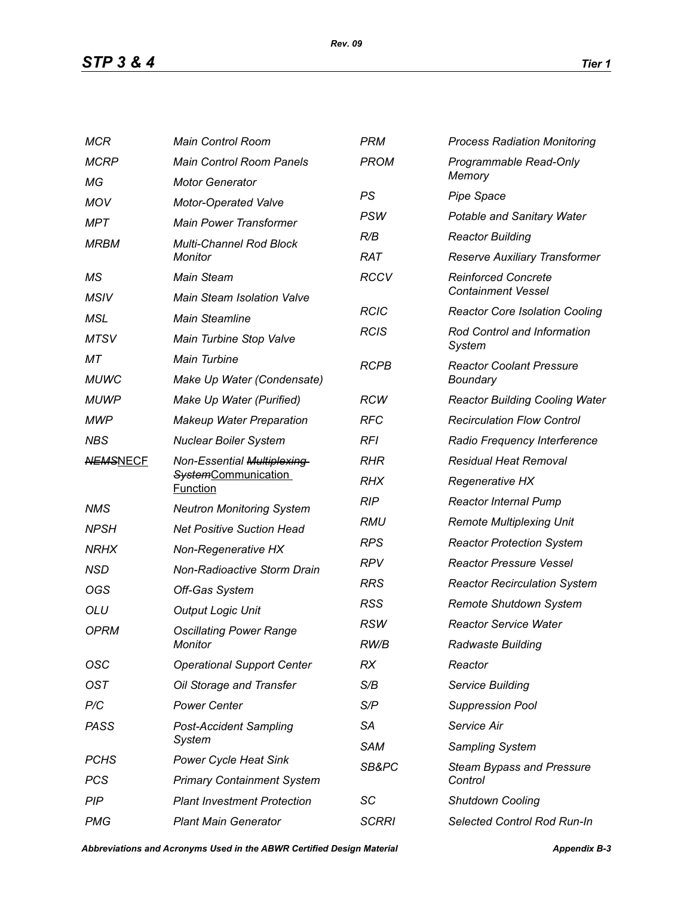| | |
|---|---|
| MCR | Main Control Room |
| MCRP | Main Control Room Panels |
| MG | Motor Generator |
| MOV | Motor-Operated Valve |
| MPT | Main Power Transformer |
| MRBM | Multi-Channel Rod Block Monitor |
| MS | Main Steam |
| MSIV | Main Steam Isolation Valve |
| MSL | Main Steamline |
| MTSV | Main Turbine Stop Valve |
| MT | Main Turbine |
| MUWC | Make Up Water (Condensate) |
| MUWP | Make Up Water (Purified) |
| MWP | Makeup Water Preparation |
| NBS | Nuclear Boiler System |
| ~~NEMS~~NECF | Non-Essential ~~Multiplexing System~~Communication Function |
| NMS | Neutron Monitoring System |
| NPSH | Net Positive Suction Head |
| NRHX | Non-Regenerative HX |
| NSD | Non-Radioactive Storm Drain |
| OGS | Off-Gas System |
| OLU | Output Logic Unit |
| OPRM | Oscillating Power Range Monitor |
| OSC | Operational Support Center |
| OST | Oil Storage and Transfer |
| P/C | Power Center |
| PASS | Post-Accident Sampling System |
| PCHS | Power Cycle Heat Sink |
| PCS | Primary Containment System |
| PIP | Plant Investment Protection |
| PMG | Plant Main Generator |
| PRM | Process Radiation Monitoring |
| PROM | Programmable Read-Only Memory |
| PS | Pipe Space |
| PSW | Potable and Sanitary Water |
| R/B | Reactor Building |
| RAT | Reserve Auxiliary Transformer |
| RCCV | Reinforced Concrete Containment Vessel |
| RCIC | Reactor Core Isolation Cooling |
| RCIS | Rod Control and Information System |
| RCPB | Reactor Coolant Pressure Boundary |
| RCW | Reactor Building Cooling Water |
| RFC | Recirculation Flow Control |
| RFI | Radio Frequency Interference |
| RHR | Residual Heat Removal |
| RHX | Regenerative HX |
| RIP | Reactor Internal Pump |
| RMU | Remote Multiplexing Unit |
| RPS | Reactor Protection System |
| RPV | Reactor Pressure Vessel |
| RRS | Reactor Recirculation System |
| RSS | Remote Shutdown System |
| RSW | Reactor Service Water |
| RW/B | Radwaste Building |
| RX | Reactor |
| S/B | Service Building |
| S/P | Suppression Pool |
| SA | Service Air |
| SAM | Sampling System |
| SB&PC | Steam Bypass and Pressure Control |
| SC | Shutdown Cooling |
| SCRRI | Selected Control Rod Run-In |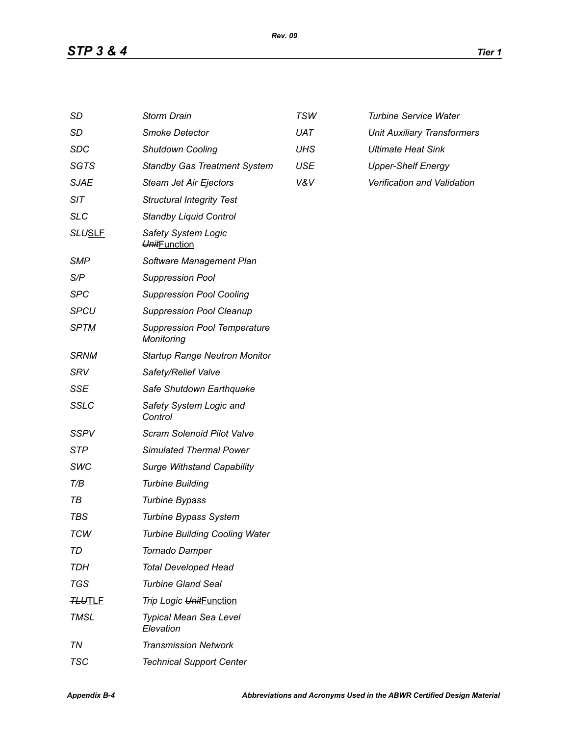| | |
|---|---|
| SD | Storm Drain |
| SD | Smoke Detector |
| SDC | Shutdown Cooling |
| SGTS | Standby Gas Treatment System |
| SJAE | Steam Jet Air Ejectors |
| SIT | Structural Integrity Test |
| SLC | Standby Liquid Control |
| ~~SLU~~SLF | Safety System Logic ~~Unit~~Function |
| SMP | Software Management Plan |
| S/P | Suppression Pool |
| SPC | Suppression Pool Cooling |
| SPCU | Suppression Pool Cleanup |
| SPTM | Suppression Pool Temperature Monitoring |
| SRNM | Startup Range Neutron Monitor |
| SRV | Safety/Relief Valve |
| SSE | Safe Shutdown Earthquake |
| SSLC | Safety System Logic and Control |
| SSPV | Scram Solenoid Pilot Valve |
| STP | Simulated Thermal Power |
| SWC | Surge Withstand Capability |
| T/B | Turbine Building |
| TB | Turbine Bypass |
| TBS | Turbine Bypass System |
| TCW | Turbine Building Cooling Water |
| TD | Tornado Damper |
| TDH | Total Developed Head |
| TGS | Turbine Gland Seal |
| ~~TLU~~TLF | Trip Logic ~~Unit~~Function |
| TMSL | Typical Mean Sea Level Elevation |
| TN | Transmission Network |
| TSC | Technical Support Center |
| TSW | Turbine Service Water |
| UAT | Unit Auxiliary Transformers |
| UHS | Ultimate Heat Sink |
| USE | Upper-Shelf Energy |
| V&V | Verification and Validation |